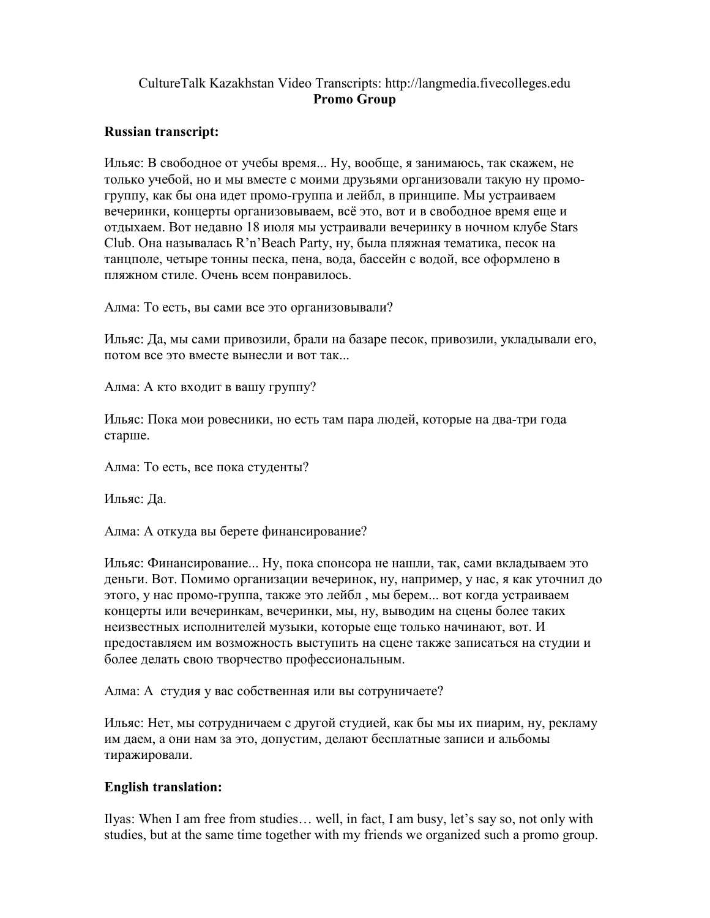CultureTalk Kazakhstan Video Transcripts: http://langmedia.fivecolleges.edu
**Promo Group**

**Russian transcript:**

Ильяс: В свободное от учебы время... Ну, вообще, я занимаюсь, так скажем, не только учебой, но и мы вместе с моими друзьями организовали такую ну промо-группу, как бы она идет промо-группа и лейбл, в принципе. Мы устраиваем вечеринки, концерты организовываем, всё это, вот и в свободное время еще и отдыхаем. Вот недавно 18 июля мы устраивали вечеринку в ночном клубе Stars Club. Она называлась R'n'Beach Party, ну, была пляжная тематика, песок на танцполе, четыре тонны песка, пена, вода, бассейн с водой, все оформлено в пляжном стиле. Очень всем понравилось.

Алма: То есть, вы сами все это организовывали?

Ильяс: Да, мы сами привозили, брали на базаре песок, привозили, укладывали его, потом все это вместе вынесли и вот так...

Алма: А кто входит в вашу группу?

Ильяс: Пока мои ровесники, но есть там пара людей, которые на два-три года старше.

Алма: То есть, все пока студенты?

Ильяс: Да.

Алма: А откуда вы берете финансирование?

Ильяс: Финансирование... Ну, пока спонсора не нашли, так, сами вкладываем это деньги. Вот. Помимо организации вечеринок, ну, например, у нас, я как уточнил до этого, у нас промо-группа, также это лейбл , мы берем... вот когда устраиваем концерты или вечеринкам, вечеринки, мы, ну, выводим на сцены более таких неизвестных исполнителей музыки, которые еще только начинают, вот. И предоставляем им возможность выступить на сцене также записаться на студии и более делать свою творчество профессиональным.

Алма: А студия у вас собственная или вы сотруничаете?

Ильяс: Нет, мы сотрудничаем с другой студией, как бы мы их пиарим, ну, рекламу им даем, а они нам за это, допустим, делают бесплатные записи и альбомы тиражировали.

**English translation:**

Ilyas: When I am free from studies… well, in fact, I am busy, let's say so, not only with studies, but at the same time together with my friends we organized such a promo group.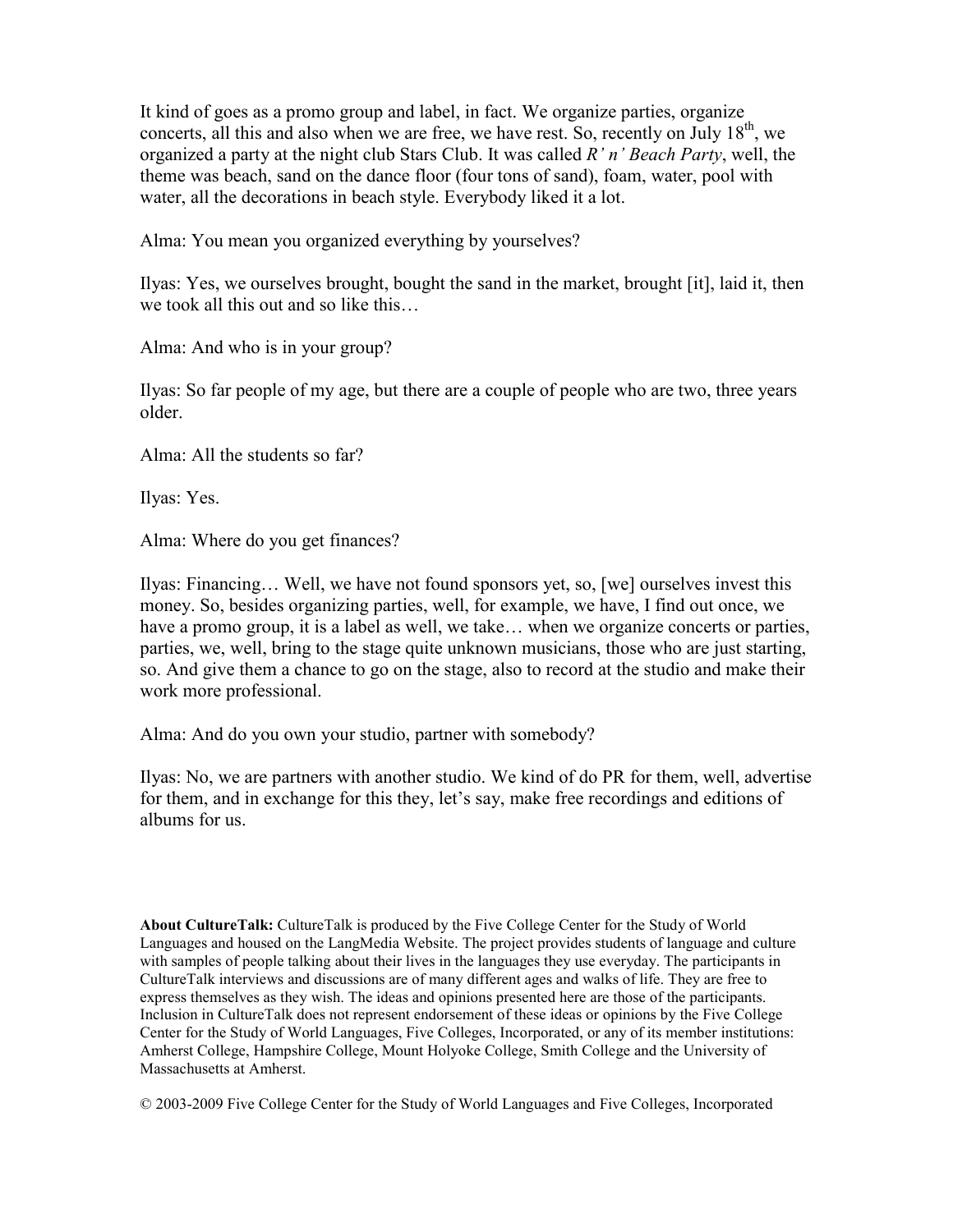It kind of goes as a promo group and label, in fact. We organize parties, organize concerts, all this and also when we are free, we have rest. So, recently on July 18th, we organized a party at the night club Stars Club. It was called *R' n' Beach Party*, well, the theme was beach, sand on the dance floor (four tons of sand), foam, water, pool with water, all the decorations in beach style. Everybody liked it a lot.

Alma: You mean you organized everything by yourselves?

Ilyas: Yes, we ourselves brought, bought the sand in the market, brought [it], laid it, then we took all this out and so like this…

Alma: And who is in your group?

Ilyas: So far people of my age, but there are a couple of people who are two, three years older.

Alma: All the students so far?

Ilyas: Yes.

Alma: Where do you get finances?

Ilyas: Financing… Well, we have not found sponsors yet, so, [we] ourselves invest this money. So, besides organizing parties, well, for example, we have, I find out once, we have a promo group, it is a label as well, we take… when we organize concerts or parties, parties, we, well, bring to the stage quite unknown musicians, those who are just starting, so. And give them a chance to go on the stage, also to record at the studio and make their work more professional.

Alma: And do you own your studio, partner with somebody?

Ilyas: No, we are partners with another studio. We kind of do PR for them, well, advertise for them, and in exchange for this they, let's say, make free recordings and editions of albums for us.

**About CultureTalk:** CultureTalk is produced by the Five College Center for the Study of World Languages and housed on the LangMedia Website. The project provides students of language and culture with samples of people talking about their lives in the languages they use everyday. The participants in CultureTalk interviews and discussions are of many different ages and walks of life. They are free to express themselves as they wish. The ideas and opinions presented here are those of the participants. Inclusion in CultureTalk does not represent endorsement of these ideas or opinions by the Five College Center for the Study of World Languages, Five Colleges, Incorporated, or any of its member institutions: Amherst College, Hampshire College, Mount Holyoke College, Smith College and the University of Massachusetts at Amherst.

© 2003-2009 Five College Center for the Study of World Languages and Five Colleges, Incorporated